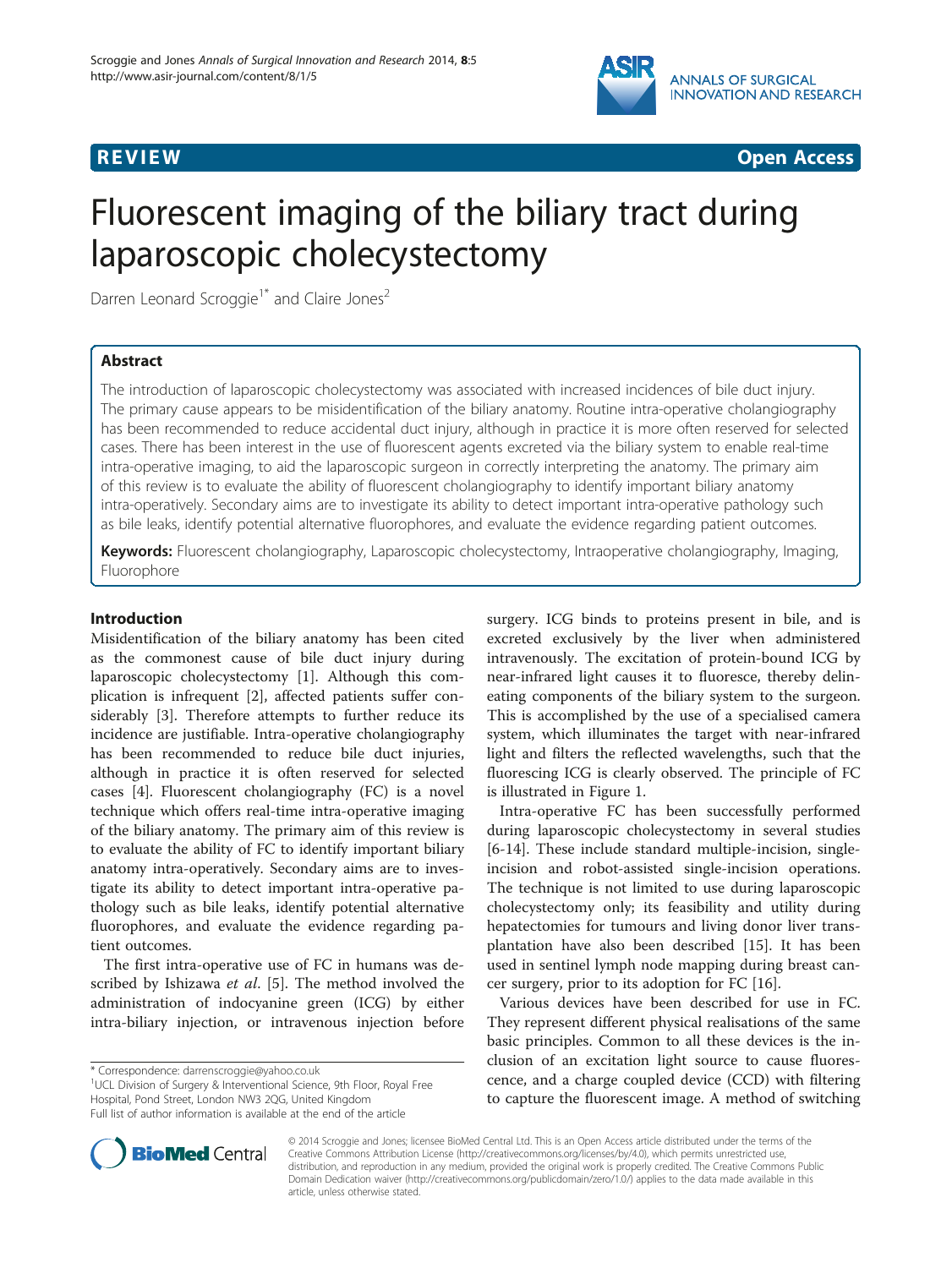REVIEW Open Access

# Fluorescent imaging of the biliary tract during laparoscopic cholecystectomy

Darren Leonard Scroggie[1*] and Claire Jones[2]

## Abstract

The introduction of laparoscopic cholecystectomy was associated with increased incidences of bile duct injury. The primary cause appears to be misidentification of the biliary anatomy. Routine intra-operative cholangiography has been recommended to reduce accidental duct injury, although in practice it is more often reserved for selected cases. There has been interest in the use of fluorescent agents excreted via the biliary system to enable real-time intra-operative imaging, to aid the laparoscopic surgeon in correctly interpreting the anatomy. The primary aim of this review is to evaluate the ability of fluorescent cholangiography to identify important biliary anatomy intra-operatively. Secondary aims are to investigate its ability to detect important intra-operative pathology such as bile leaks, identify potential alternative fluorophores, and evaluate the evidence regarding patient outcomes.

**Keywords:** Fluorescent cholangiography, Laparoscopic cholecystectomy, Intraoperative cholangiography, Imaging, Fluorophore

## Introduction

Misidentification of the biliary anatomy has been cited as the commonest cause of bile duct injury during laparoscopic cholecystectomy [1]. Although this complication is infrequent [2], affected patients suffer considerably [3]. Therefore attempts to further reduce its incidence are justifiable. Intra-operative cholangiography has been recommended to reduce bile duct injuries, although in practice it is often reserved for selected cases [4]. Fluorescent cholangiography (FC) is a novel technique which offers real-time intra-operative imaging of the biliary anatomy. The primary aim of this review is to evaluate the ability of FC to identify important biliary anatomy intra-operatively. Secondary aims are to investigate its ability to detect important intra-operative pathology such as bile leaks, identify potential alternative fluorophores, and evaluate the evidence regarding patient outcomes.

The first intra-operative use of FC in humans was described by Ishizawa *et al*. [5]. The method involved the administration of indocyanine green (ICG) by either intra-biliary injection, or intravenous injection before surgery. ICG binds to proteins present in bile, and is excreted exclusively by the liver when administered intravenously. The excitation of protein-bound ICG by near-infrared light causes it to fluoresce, thereby delineating components of the biliary system to the surgeon. This is accomplished by the use of a specialised camera system, which illuminates the target with near-infrared light and filters the reflected wavelengths, such that the fluorescing ICG is clearly observed. The principle of FC is illustrated in Figure 1.

Intra-operative FC has been successfully performed during laparoscopic cholecystectomy in several studies [6-14]. These include standard multiple-incision, single-incision and robot-assisted single-incision operations. The technique is not limited to use during laparoscopic cholecystectomy only; its feasibility and utility during hepatectomies for tumours and living donor liver transplantation have also been described [15]. It has been used in sentinel lymph node mapping during breast cancer surgery, prior to its adoption for FC [16].

Various devices have been described for use in FC. They represent different physical realisations of the same basic principles. Common to all these devices is the inclusion of an excitation light source to cause fluorescence, and a charge coupled device (CCD) with filtering to capture the fluorescent image. A method of switching

\* Correspondence: darrenscroggie@yahoo.co.uk
[1]UCL Division of Surgery & Interventional Science, 9th Floor, Royal Free Hospital, Pond Street, London NW3 2QG, United Kingdom
Full list of author information is available at the end of the article

© 2014 Scroggie and Jones; licensee BioMed Central Ltd. This is an Open Access article distributed under the terms of the Creative Commons Attribution License (http://creativecommons.org/licenses/by/4.0), which permits unrestricted use, distribution, and reproduction in any medium, provided the original work is properly credited. The Creative Commons Public Domain Dedication waiver (http://creativecommons.org/publicdomain/zero/1.0/) applies to the data made available in this article, unless otherwise stated.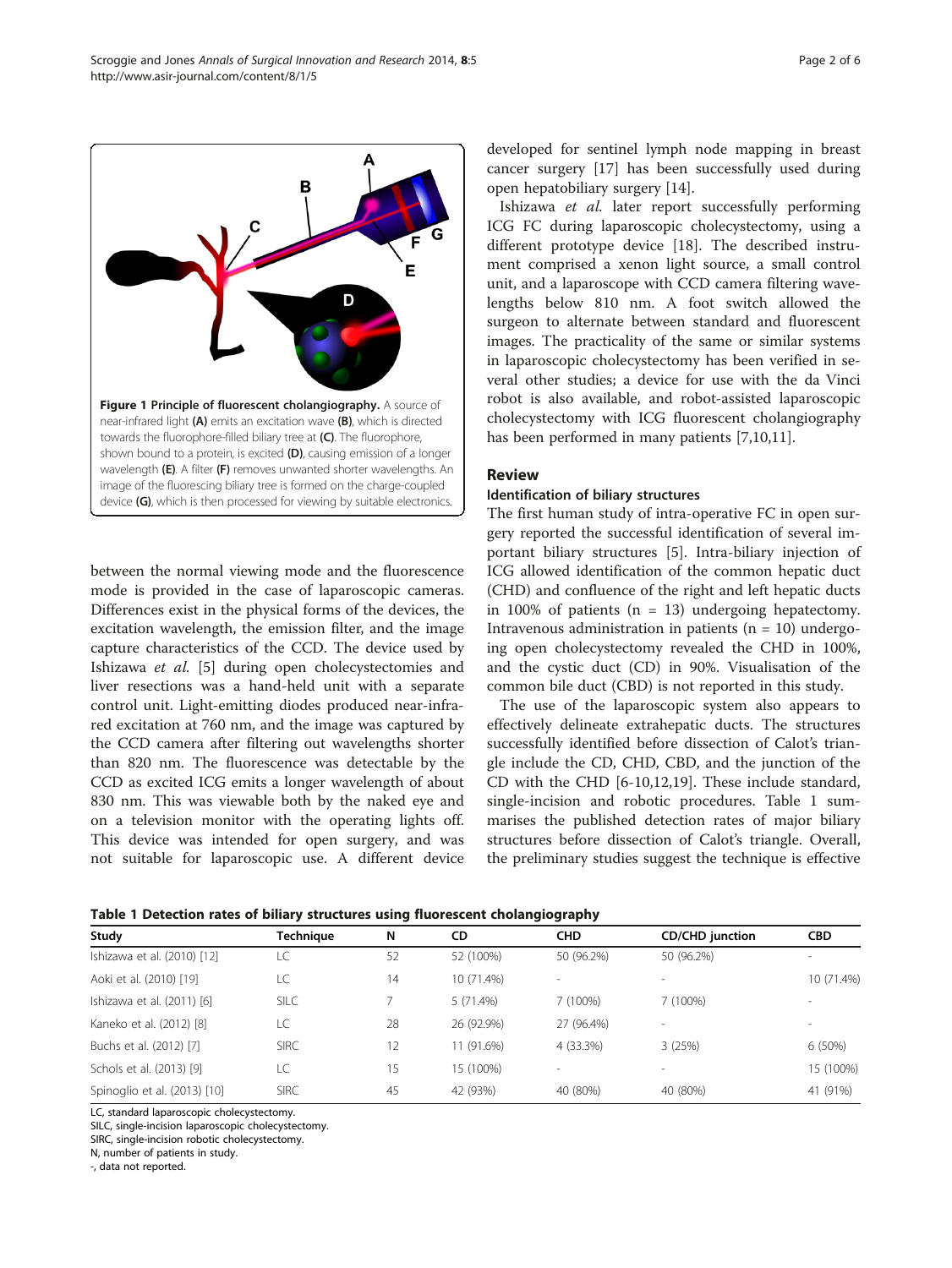**Figure 1 Principle of fluorescent cholangiography.** A source of near-infrared light **(A)** emits an excitation wave **(B)**, which is directed towards the fluorophore-filled biliary tree at **(C)**. The fluorophore, shown bound to a protein, is excited **(D)**, causing emission of a longer wavelength **(E)**. A filter **(F)** removes unwanted shorter wavelengths. An image of the fluorescing biliary tree is formed on the charge-coupled device **(G)**, which is then processed for viewing by suitable electronics.

between the normal viewing mode and the fluorescence mode is provided in the case of laparoscopic cameras. Differences exist in the physical forms of the devices, the excitation wavelength, the emission filter, and the image capture characteristics of the CCD. The device used by Ishizawa *et al.* [5] during open cholecystectomies and liver resections was a hand-held unit with a separate control unit. Light-emitting diodes produced near-infrared excitation at 760 nm, and the image was captured by the CCD camera after filtering out wavelengths shorter than 820 nm. The fluorescence was detectable by the CCD as excited ICG emits a longer wavelength of about 830 nm. This was viewable both by the naked eye and on a television monitor with the operating lights off. This device was intended for open surgery, and was not suitable for laparoscopic use. A different device developed for sentinel lymph node mapping in breast cancer surgery [17] has been successfully used during open hepatobiliary surgery [14].

Ishizawa *et al.* later report successfully performing ICG FC during laparoscopic cholecystectomy, using a different prototype device [18]. The described instrument comprised a xenon light source, a small control unit, and a laparoscope with CCD camera filtering wavelengths below 810 nm. A foot switch allowed the surgeon to alternate between standard and fluorescent images. The practicality of the same or similar systems in laparoscopic cholecystectomy has been verified in several other studies; a device for use with the da Vinci robot is also available, and robot-assisted laparoscopic cholecystectomy with ICG fluorescent cholangiography has been performed in many patients [7,10,11].

## Review

### Identification of biliary structures

The first human study of intra-operative FC in open surgery reported the successful identification of several important biliary structures [5]. Intra-biliary injection of ICG allowed identification of the common hepatic duct (CHD) and confluence of the right and left hepatic ducts in 100% of patients (n = 13) undergoing hepatectomy. Intravenous administration in patients (n = 10) undergoing open cholecystectomy revealed the CHD in 100%, and the cystic duct (CD) in 90%. Visualisation of the common bile duct (CBD) is not reported in this study.

The use of the laparoscopic system also appears to effectively delineate extrahepatic ducts. The structures successfully identified before dissection of Calot's triangle include the CD, CHD, CBD, and the junction of the CD with the CHD [6-10,12,19]. These include standard, single-incision and robotic procedures. Table 1 summarises the published detection rates of major biliary structures before dissection of Calot's triangle. Overall, the preliminary studies suggest the technique is effective

**Table 1 Detection rates of biliary structures using fluorescent cholangiography**

| Study | Technique | N | CD | CHD | CD/CHD junction | CBD |
|---|---|---|---|---|---|---|
| Ishizawa et al. (2010) [12] | LC | 52 | 52 (100%) | 50 (96.2%) | 50 (96.2%) | - |
| Aoki et al. (2010) [19] | LC | 14 | 10 (71.4%) | - | - | 10 (71.4%) |
| Ishizawa et al. (2011) [6] | SILC | 7 | 5 (71.4%) | 7 (100%) | 7 (100%) | - |
| Kaneko et al. (2012) [8] | LC | 28 | 26 (92.9%) | 27 (96.4%) | - | - |
| Buchs et al. (2012) [7] | SIRC | 12 | 11 (91.6%) | 4 (33.3%) | 3 (25%) | 6 (50%) |
| Schols et al. (2013) [9] | LC | 15 | 15 (100%) | - | - | 15 (100%) |
| Spinoglio et al. (2013) [10] | SIRC | 45 | 42 (93%) | 40 (80%) | 40 (80%) | 41 (91%) |

LC, standard laparoscopic cholecystectomy.
SILC, single-incision laparoscopic cholecystectomy.
SIRC, single-incision robotic cholecystectomy.
N, number of patients in study.
-, data not reported.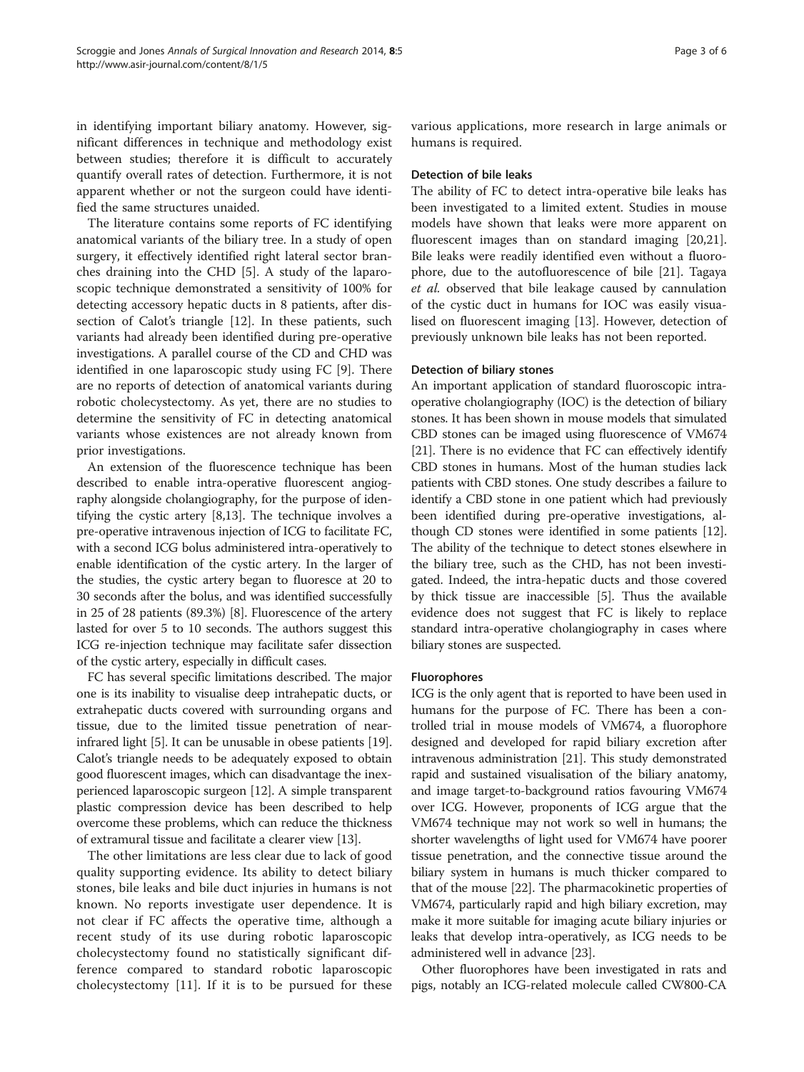in identifying important biliary anatomy. However, significant differences in technique and methodology exist between studies; therefore it is difficult to accurately quantify overall rates of detection. Furthermore, it is not apparent whether or not the surgeon could have identified the same structures unaided.

The literature contains some reports of FC identifying anatomical variants of the biliary tree. In a study of open surgery, it effectively identified right lateral sector branches draining into the CHD [5]. A study of the laparoscopic technique demonstrated a sensitivity of 100% for detecting accessory hepatic ducts in 8 patients, after dissection of Calot's triangle [12]. In these patients, such variants had already been identified during pre-operative investigations. A parallel course of the CD and CHD was identified in one laparoscopic study using FC [9]. There are no reports of detection of anatomical variants during robotic cholecystectomy. As yet, there are no studies to determine the sensitivity of FC in detecting anatomical variants whose existences are not already known from prior investigations.

An extension of the fluorescence technique has been described to enable intra-operative fluorescent angiography alongside cholangiography, for the purpose of identifying the cystic artery [8,13]. The technique involves a pre-operative intravenous injection of ICG to facilitate FC, with a second ICG bolus administered intra-operatively to enable identification of the cystic artery. In the larger of the studies, the cystic artery began to fluoresce at 20 to 30 seconds after the bolus, and was identified successfully in 25 of 28 patients (89.3%) [8]. Fluorescence of the artery lasted for over 5 to 10 seconds. The authors suggest this ICG re-injection technique may facilitate safer dissection of the cystic artery, especially in difficult cases.

FC has several specific limitations described. The major one is its inability to visualise deep intrahepatic ducts, or extrahepatic ducts covered with surrounding organs and tissue, due to the limited tissue penetration of near-infrared light [5]. It can be unusable in obese patients [19]. Calot's triangle needs to be adequately exposed to obtain good fluorescent images, which can disadvantage the inexperienced laparoscopic surgeon [12]. A simple transparent plastic compression device has been described to help overcome these problems, which can reduce the thickness of extramural tissue and facilitate a clearer view [13].

The other limitations are less clear due to lack of good quality supporting evidence. Its ability to detect biliary stones, bile leaks and bile duct injuries in humans is not known. No reports investigate user dependence. It is not clear if FC affects the operative time, although a recent study of its use during robotic laparoscopic cholecystectomy found no statistically significant difference compared to standard robotic laparoscopic cholecystectomy [11]. If it is to be pursued for these various applications, more research in large animals or humans is required.

### Detection of bile leaks

The ability of FC to detect intra-operative bile leaks has been investigated to a limited extent. Studies in mouse models have shown that leaks were more apparent on fluorescent images than on standard imaging [20,21]. Bile leaks were readily identified even without a fluorophore, due to the autofluorescence of bile [21]. Tagaya *et al.* observed that bile leakage caused by cannulation of the cystic duct in humans for IOC was easily visualised on fluorescent imaging [13]. However, detection of previously unknown bile leaks has not been reported.

### Detection of biliary stones

An important application of standard fluoroscopic intra-operative cholangiography (IOC) is the detection of biliary stones. It has been shown in mouse models that simulated CBD stones can be imaged using fluorescence of VM674 [21]. There is no evidence that FC can effectively identify CBD stones in humans. Most of the human studies lack patients with CBD stones. One study describes a failure to identify a CBD stone in one patient which had previously been identified during pre-operative investigations, although CD stones were identified in some patients [12]. The ability of the technique to detect stones elsewhere in the biliary tree, such as the CHD, has not been investigated. Indeed, the intra-hepatic ducts and those covered by thick tissue are inaccessible [5]. Thus the available evidence does not suggest that FC is likely to replace standard intra-operative cholangiography in cases where biliary stones are suspected.

### Fluorophores

ICG is the only agent that is reported to have been used in humans for the purpose of FC. There has been a controlled trial in mouse models of VM674, a fluorophore designed and developed for rapid biliary excretion after intravenous administration [21]. This study demonstrated rapid and sustained visualisation of the biliary anatomy, and image target-to-background ratios favouring VM674 over ICG. However, proponents of ICG argue that the VM674 technique may not work so well in humans; the shorter wavelengths of light used for VM674 have poorer tissue penetration, and the connective tissue around the biliary system in humans is much thicker compared to that of the mouse [22]. The pharmacokinetic properties of VM674, particularly rapid and high biliary excretion, may make it more suitable for imaging acute biliary injuries or leaks that develop intra-operatively, as ICG needs to be administered well in advance [23].

Other fluorophores have been investigated in rats and pigs, notably an ICG-related molecule called CW800-CA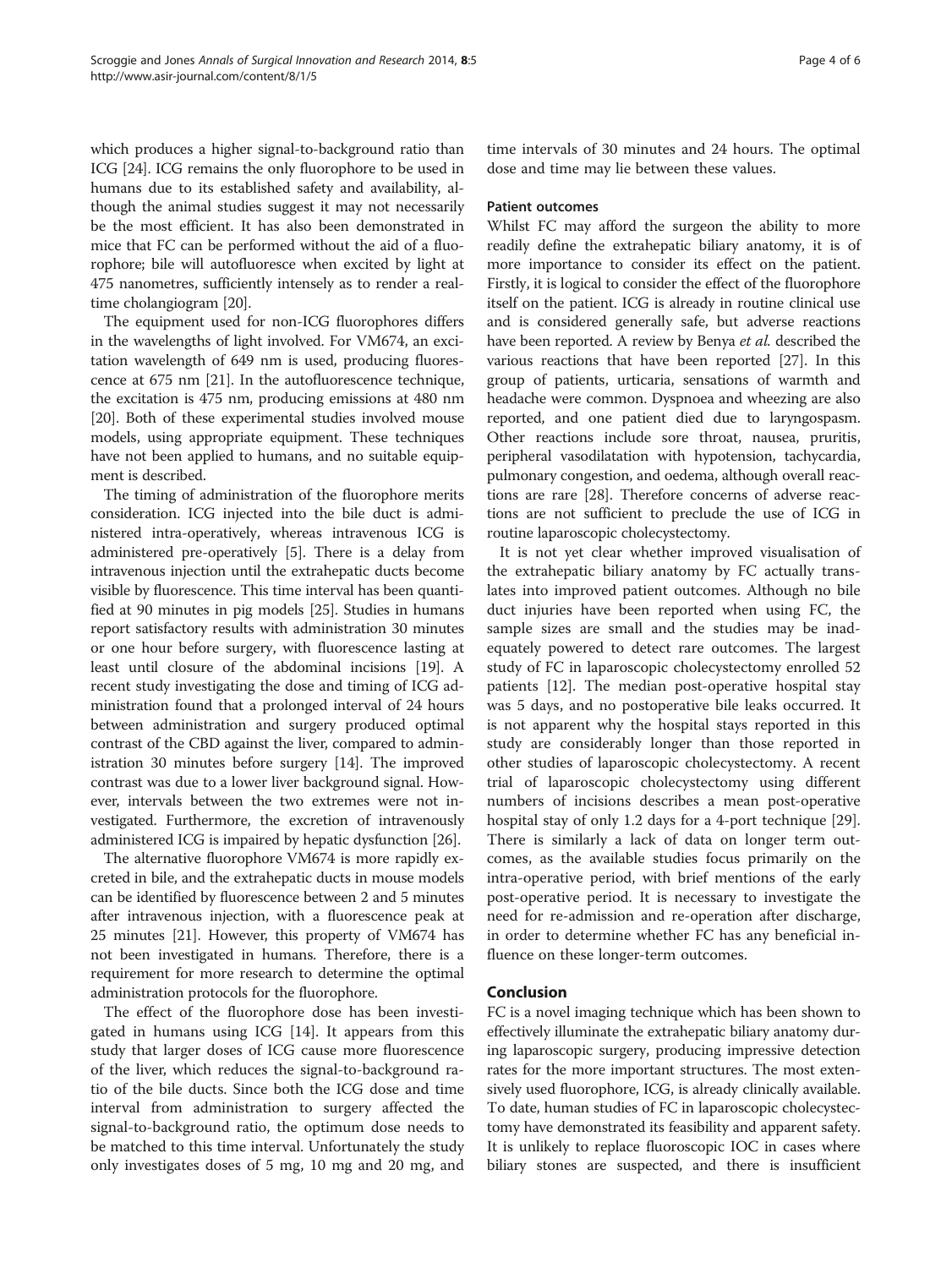which produces a higher signal-to-background ratio than ICG [24]. ICG remains the only fluorophore to be used in humans due to its established safety and availability, although the animal studies suggest it may not necessarily be the most efficient. It has also been demonstrated in mice that FC can be performed without the aid of a fluorophore; bile will autofluoresce when excited by light at 475 nanometres, sufficiently intensely as to render a real-time cholangiogram [20].

The equipment used for non-ICG fluorophores differs in the wavelengths of light involved. For VM674, an excitation wavelength of 649 nm is used, producing fluorescence at 675 nm [21]. In the autofluorescence technique, the excitation is 475 nm, producing emissions at 480 nm [20]. Both of these experimental studies involved mouse models, using appropriate equipment. These techniques have not been applied to humans, and no suitable equipment is described.

The timing of administration of the fluorophore merits consideration. ICG injected into the bile duct is administered intra-operatively, whereas intravenous ICG is administered pre-operatively [5]. There is a delay from intravenous injection until the extrahepatic ducts become visible by fluorescence. This time interval has been quantified at 90 minutes in pig models [25]. Studies in humans report satisfactory results with administration 30 minutes or one hour before surgery, with fluorescence lasting at least until closure of the abdominal incisions [19]. A recent study investigating the dose and timing of ICG administration found that a prolonged interval of 24 hours between administration and surgery produced optimal contrast of the CBD against the liver, compared to administration 30 minutes before surgery [14]. The improved contrast was due to a lower liver background signal. However, intervals between the two extremes were not investigated. Furthermore, the excretion of intravenously administered ICG is impaired by hepatic dysfunction [26].

The alternative fluorophore VM674 is more rapidly excreted in bile, and the extrahepatic ducts in mouse models can be identified by fluorescence between 2 and 5 minutes after intravenous injection, with a fluorescence peak at 25 minutes [21]. However, this property of VM674 has not been investigated in humans. Therefore, there is a requirement for more research to determine the optimal administration protocols for the fluorophore.

The effect of the fluorophore dose has been investigated in humans using ICG [14]. It appears from this study that larger doses of ICG cause more fluorescence of the liver, which reduces the signal-to-background ratio of the bile ducts. Since both the ICG dose and time interval from administration to surgery affected the signal-to-background ratio, the optimum dose needs to be matched to this time interval. Unfortunately the study only investigates doses of 5 mg, 10 mg and 20 mg, and time intervals of 30 minutes and 24 hours. The optimal dose and time may lie between these values.

### Patient outcomes

Whilst FC may afford the surgeon the ability to more readily define the extrahepatic biliary anatomy, it is of more importance to consider its effect on the patient. Firstly, it is logical to consider the effect of the fluorophore itself on the patient. ICG is already in routine clinical use and is considered generally safe, but adverse reactions have been reported. A review by Benya *et al.* described the various reactions that have been reported [27]. In this group of patients, urticaria, sensations of warmth and headache were common. Dyspnoea and wheezing are also reported, and one patient died due to laryngospasm. Other reactions include sore throat, nausea, pruritis, peripheral vasodilatation with hypotension, tachycardia, pulmonary congestion, and oedema, although overall reactions are rare [28]. Therefore concerns of adverse reactions are not sufficient to preclude the use of ICG in routine laparoscopic cholecystectomy.

It is not yet clear whether improved visualisation of the extrahepatic biliary anatomy by FC actually translates into improved patient outcomes. Although no bile duct injuries have been reported when using FC, the sample sizes are small and the studies may be inadequately powered to detect rare outcomes. The largest study of FC in laparoscopic cholecystectomy enrolled 52 patients [12]. The median post-operative hospital stay was 5 days, and no postoperative bile leaks occurred. It is not apparent why the hospital stays reported in this study are considerably longer than those reported in other studies of laparoscopic cholecystectomy. A recent trial of laparoscopic cholecystectomy using different numbers of incisions describes a mean post-operative hospital stay of only 1.2 days for a 4-port technique [29]. There is similarly a lack of data on longer term outcomes, as the available studies focus primarily on the intra-operative period, with brief mentions of the early post-operative period. It is necessary to investigate the need for re-admission and re-operation after discharge, in order to determine whether FC has any beneficial influence on these longer-term outcomes.

## Conclusion

FC is a novel imaging technique which has been shown to effectively illuminate the extrahepatic biliary anatomy during laparoscopic surgery, producing impressive detection rates for the more important structures. The most extensively used fluorophore, ICG, is already clinically available. To date, human studies of FC in laparoscopic cholecystectomy have demonstrated its feasibility and apparent safety. It is unlikely to replace fluoroscopic IOC in cases where biliary stones are suspected, and there is insufficient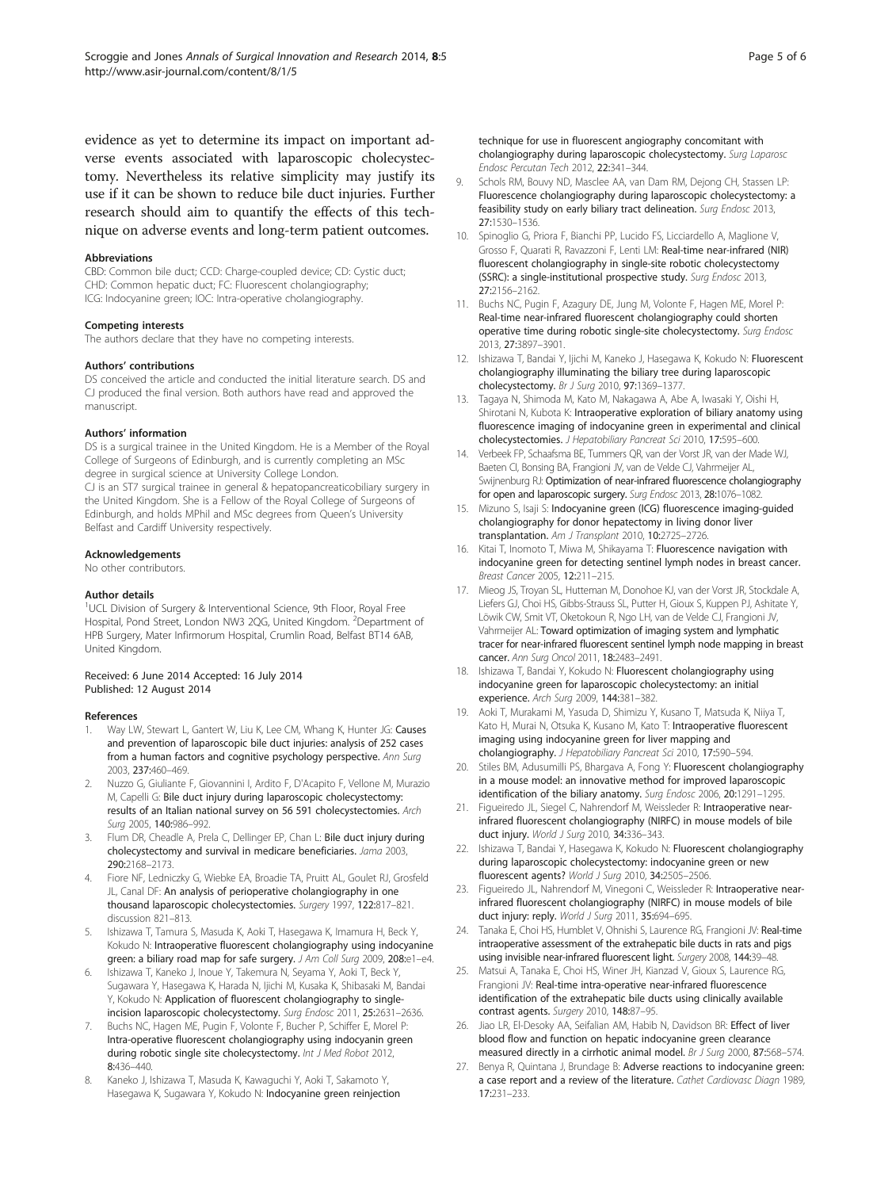evidence as yet to determine its impact on important adverse events associated with laparoscopic cholecystectomy. Nevertheless its relative simplicity may justify its use if it can be shown to reduce bile duct injuries. Further research should aim to quantify the effects of this technique on adverse events and long-term patient outcomes.

#### Abbreviations

CBD: Common bile duct; CCD: Charge-coupled device; CD: Cystic duct; CHD: Common hepatic duct; FC: Fluorescent cholangiography; ICG: Indocyanine green; IOC: Intra-operative cholangiography.

#### Competing interests

The authors declare that they have no competing interests.

#### Authors' contributions

DS conceived the article and conducted the initial literature search. DS and CJ produced the final version. Both authors have read and approved the manuscript.

#### Authors' information

DS is a surgical trainee in the United Kingdom. He is a Member of the Royal College of Surgeons of Edinburgh, and is currently completing an MSc degree in surgical science at University College London.

CJ is an ST7 surgical trainee in general & hepatopancreaticobiliary surgery in the United Kingdom. She is a Fellow of the Royal College of Surgeons of Edinburgh, and holds MPhil and MSc degrees from Queen's University Belfast and Cardiff University respectively.

#### Acknowledgements

No other contributors.

#### Author details

[1]UCL Division of Surgery & Interventional Science, 9th Floor, Royal Free Hospital, Pond Street, London NW3 2QG, United Kingdom. [2]Department of HPB Surgery, Mater Infirmorum Hospital, Crumlin Road, Belfast BT14 6AB, United Kingdom.

Received: 6 June 2014 Accepted: 16 July 2014
Published: 12 August 2014

#### References

1. Way LW, Stewart L, Gantert W, Liu K, Lee CM, Whang K, Hunter JG: **Causes and prevention of laparoscopic bile duct injuries: analysis of 252 cases from a human factors and cognitive psychology perspective.** *Ann Surg* 2003, **237**:460–469.
2. Nuzzo G, Giuliante F, Giovannini I, Ardito F, D'Acapito F, Vellone M, Murazio M, Capelli G: **Bile duct injury during laparoscopic cholecystectomy: results of an Italian national survey on 56 591 cholecystectomies.** *Arch Surg* 2005, **140**:986–992.
3. Flum DR, Cheadle A, Prela C, Dellinger EP, Chan L: **Bile duct injury during cholecystectomy and survival in medicare beneficiaries.** *Jama* 2003, **290**:2168–2173.
4. Fiore NF, Ledniczky G, Wiebke EA, Broadie TA, Pruitt AL, Goulet RJ, Grosfeld JL, Canal DF: **An analysis of perioperative cholangiography in one thousand laparoscopic cholecystectomies.** *Surgery* 1997, **122**:817–821. discussion 821–813.
5. Ishizawa T, Tamura S, Masuda K, Aoki T, Hasegawa K, Imamura H, Beck Y, Kokudo N: **Intraoperative fluorescent cholangiography using indocyanine green: a biliary road map for safe surgery.** *J Am Coll Surg* 2009, **208**:e1–e4.
6. Ishizawa T, Kaneko J, Inoue Y, Takemura N, Seyama Y, Aoki T, Beck Y, Sugawara Y, Hasegawa K, Harada N, Ijichi M, Kusaka K, Shibasaki M, Bandai Y, Kokudo N: **Application of fluorescent cholangiography to single-incision laparoscopic cholecystectomy.** *Surg Endosc* 2011, **25**:2631–2636.
7. Buchs NC, Hagen ME, Pugin F, Volonte F, Bucher P, Schiffer E, Morel P: **Intra-operative fluorescent cholangiography using indocyanin green during robotic single site cholecystectomy.** *Int J Med Robot* 2012, **8**:436–440.
8. Kaneko J, Ishizawa T, Masuda K, Kawaguchi Y, Aoki T, Sakamoto Y, Hasegawa K, Sugawara Y, Kokudo N: **Indocyanine green reinjection technique for use in fluorescent angiography concomitant with cholangiography during laparoscopic cholecystectomy.** *Surg Laparosc Endosc Percutan Tech* 2012, **22**:341–344.
9. Schols RM, Bouvy ND, Masclee AA, van Dam RM, Dejong CH, Stassen LP: **Fluorescence cholangiography during laparoscopic cholecystectomy: a feasibility study on early biliary tract delineation.** *Surg Endosc* 2013, **27**:1530–1536.
10. Spinoglio G, Priora F, Bianchi PP, Lucido FS, Licciardello A, Maglione V, Grosso F, Quarati R, Ravazzoni F, Lenti LM: **Real-time near-infrared (NIR) fluorescent cholangiography in single-site robotic cholecystectomy (SSRC): a single-institutional prospective study.** *Surg Endosc* 2013, **27**:2156–2162.
11. Buchs NC, Pugin F, Azagury DE, Jung M, Volonte F, Hagen ME, Morel P: **Real-time near-infrared fluorescent cholangiography could shorten operative time during robotic single-site cholecystectomy.** *Surg Endosc* 2013, **27**:3897–3901.
12. Ishizawa T, Bandai Y, Ijichi M, Kaneko J, Hasegawa K, Kokudo N: **Fluorescent cholangiography illuminating the biliary tree during laparoscopic cholecystectomy.** *Br J Surg* 2010, **97**:1369–1377.
13. Tagaya N, Shimoda M, Kato M, Nakagawa A, Abe A, Iwasaki Y, Oishi H, Shirotani N, Kubota K: **Intraoperative exploration of biliary anatomy using fluorescence imaging of indocyanine green in experimental and clinical cholecystectomies.** *J Hepatobiliary Pancreat Sci* 2010, **17**:595–600.
14. Verbeek FP, Schaafsma BE, Tummers QR, van der Vorst JR, van der Made WJ, Baeten CI, Bonsing BA, Frangioni JV, van de Velde CJ, Vahrmeijer AL, Swijnenburg RJ: **Optimization of near-infrared fluorescence cholangiography for open and laparoscopic surgery.** *Surg Endosc* 2013, **28**:1076–1082.
15. Mizuno S, Isaji S: **Indocyanine green (ICG) fluorescence imaging-guided cholangiography for donor hepatectomy in living donor liver transplantation.** *Am J Transplant* 2010, **10**:2725–2726.
16. Kitai T, Inomoto T, Miwa M, Shikayama T: **Fluorescence navigation with indocyanine green for detecting sentinel lymph nodes in breast cancer.** *Breast Cancer* 2005, **12**:211–215.
17. Mieog JS, Troyan SL, Hutteman M, Donohoe KJ, van der Vorst JR, Stockdale A, Liefers GJ, Choi HS, Gibbs-Strauss SL, Putter H, Gioux S, Kuppen PJ, Ashitate Y, Löwik CW, Smit VT, Oketokoun R, Ngo LH, van de Velde CJ, Frangioni JV, Vahrmeijer AL: **Toward optimization of imaging system and lymphatic tracer for near-infrared fluorescent sentinel lymph node mapping in breast cancer.** *Ann Surg Oncol* 2011, **18**:2483–2491.
18. Ishizawa T, Bandai Y, Kokudo N: **Fluorescent cholangiography using indocyanine green for laparoscopic cholecystectomy: an initial experience.** *Arch Surg* 2009, **144**:381–382.
19. Aoki T, Murakami M, Yasuda D, Shimizu Y, Kusano T, Matsuda K, Niiya T, Kato H, Murai N, Otsuka K, Kusano M, Kato T: **Intraoperative fluorescent imaging using indocyanine green for liver mapping and cholangiography.** *J Hepatobiliary Pancreat Sci* 2010, **17**:590–594.
20. Stiles BM, Adusumilli PS, Bhargava A, Fong Y: **Fluorescent cholangiography in a mouse model: an innovative method for improved laparoscopic identification of the biliary anatomy.** *Surg Endosc* 2006, **20**:1291–1295.
21. Figueiredo JL, Siegel C, Nahrendorf M, Weissleder R: **Intraoperative near-infrared fluorescent cholangiography (NIRFC) in mouse models of bile duct injury.** *World J Surg* 2010, **34**:336–343.
22. Ishizawa T, Bandai Y, Hasegawa K, Kokudo N: **Fluorescent cholangiography during laparoscopic cholecystectomy: indocyanine green or new fluorescent agents?** *World J Surg* 2010, **34**:2505–2506.
23. Figueiredo JL, Nahrendorf M, Vinegoni C, Weissleder R: **Intraoperative near-infrared fluorescent cholangiography (NIRFC) in mouse models of bile duct injury: reply.** *World J Surg* 2011, **35**:694–695.
24. Tanaka E, Choi HS, Humblet V, Ohnishi S, Laurence RG, Frangioni JV: **Real-time intraoperative assessment of the extrahepatic bile ducts in rats and pigs using invisible near-infrared fluorescent light.** *Surgery* 2008, **144**:39–48.
25. Matsui A, Tanaka E, Choi HS, Winer JH, Kianzad V, Gioux S, Laurence RG, Frangioni JV: **Real-time intra-operative near-infrared fluorescence identification of the extrahepatic bile ducts using clinically available contrast agents.** *Surgery* 2010, **148**:87–95.
26. Jiao LR, El-Desoky AA, Seifalian AM, Habib N, Davidson BR: **Effect of liver blood flow and function on hepatic indocyanine green clearance measured directly in a cirrhotic animal model.** *Br J Surg* 2000, **87**:568–574.
27. Benya R, Quintana J, Brundage B: **Adverse reactions to indocyanine green: a case report and a review of the literature.** *Cathet Cardiovasc Diagn* 1989, **17**:231–233.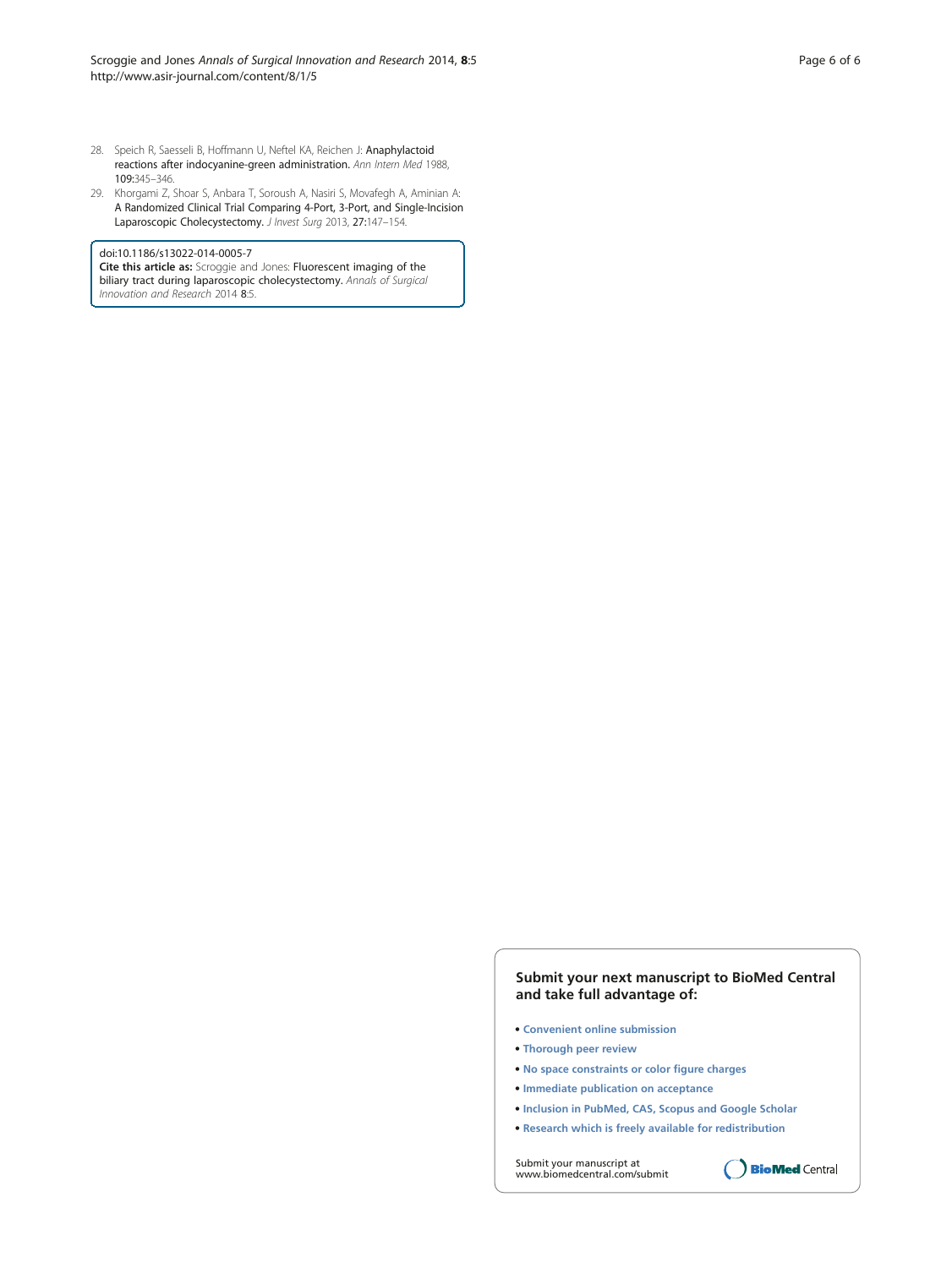28. Speich R, Saesseli B, Hoffmann U, Neftel KA, Reichen J: **Anaphylactoid reactions after indocyanine-green administration.** *Ann Intern Med* 1988, **109:**345–346.
29. Khorgami Z, Shoar S, Anbara T, Soroush A, Nasiri S, Movafegh A, Aminian A: **A Randomized Clinical Trial Comparing 4-Port, 3-Port, and Single-Incision Laparoscopic Cholecystectomy.** *J Invest Surg* 2013, **27:**147–154.

doi:10.1186/s13022-014-0005-7
**Cite this article as:** Scroggie and Jones: **Fluorescent imaging of the biliary tract during laparoscopic cholecystectomy.** *Annals of Surgical Innovation and Research* 2014 **8**:5.

**Submit your next manuscript to BioMed Central and take full advantage of:**

- **Convenient online submission**
- **Thorough peer review**
- **No space constraints or color figure charges**
- **Immediate publication on acceptance**
- **Inclusion in PubMed, CAS, Scopus and Google Scholar**
- **Research which is freely available for redistribution**

Submit your manuscript at
www.biomedcentral.com/submit

**BioMed** Central